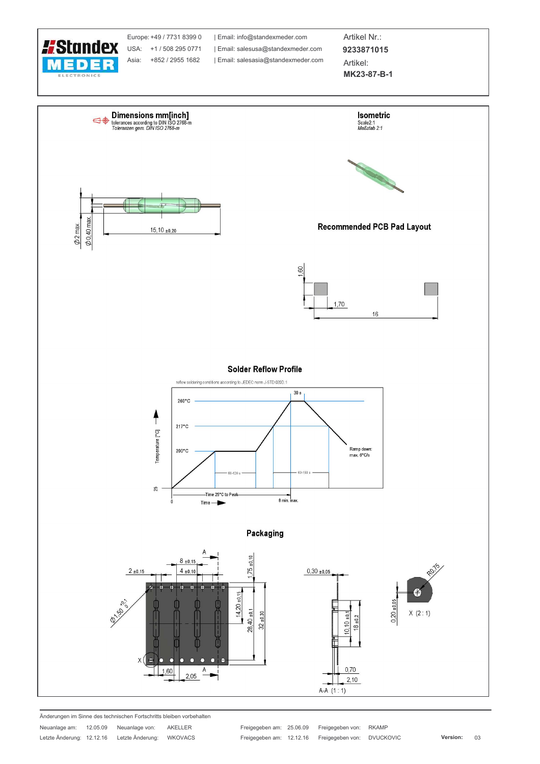| Europe: +49 / 7731 8399 0 | Email: info@standexmeder.com | Artikel Nr.: |
|---|---|---|
| USA: +1 / 508 295 0771 | Email: salesusa@standexmeder.com | **9233871015** |
| Asia: +852 / 2955 1682 | Email: salesasia@standexmeder.com | Artikel: |
| | | **MK23-87-B-1** |

## Dimensions mm[inch]

tolerances according to DIN ISO 2768-m
*Toleranzen gem. DIN ISO 2768-m*

Ø2 max.
Ø0,40 max.
15,10 ±0,20

## Isometric

Scale2:1
*Maßstab 2:1*

## Recommended PCB Pad Layout

1,60
1,70
16

## Solder Reflow Profile

reflow soldering conditions according to JEDEC norm J-STD 020D.1

260°C
217°C
200°C
25
30 s
60-120 s
60-150 s
Ramp down: max. 6°C/s
Temperature [°C]
Time 25°C to Peak
8 min. max.
0
Time

## Packaging

A
8 ±0,15
4 ±0,10
2 ±0,15
1,75 ±0,10
14,20 ±0,15
28,40 ±0,1
32 ±0,30
Ø1,50 +0,1 0
X
1,60
2,05
A
0,30 ±0,05
10,10 ±0,1
18 ±0,2
0,70
2,10
A-A (1 : 1)
R0,75
0,20 ±0,05
X (2 : 1)

Änderungen im Sinne des technischen Fortschritts bleiben vorbehalten

| Neuanlage am: | 12.05.09 | Neuanlage von: | AKELLER | Freigegeben am: | 25.06.09 | Freigegeben von: | RKAMP | | |
|---|---|---|---|---|---|---|---|---|---|
| Letzte Änderung: | 12.12.16 | Letzte Änderung: | WKOVACS | Freigegeben am: | 12.12.16 | Freigegeben von: | DVUCKOVIC | **Version:** | 03 |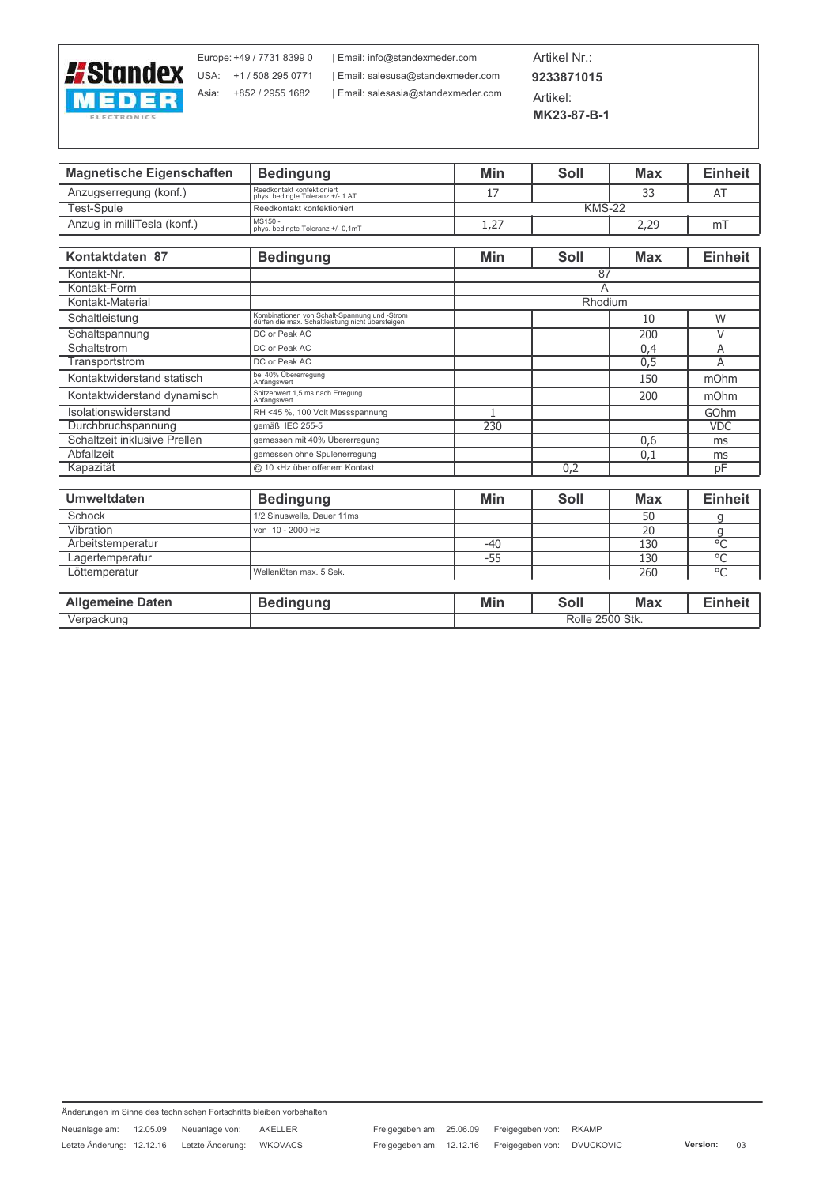Europe: +49 / 7731 8399 0 | Email: info@standexmeder.com
USA: +1 / 508 295 0771 | Email: salesusa@standexmeder.com
Asia: +852 / 2955 1682 | Email: salesasia@standexmeder.com

Artikel Nr.:
**9233871015**
Artikel:
**MK23-87-B-1**

| Magnetische Eigenschaften | Bedingung | Min | Soll | Max | Einheit |
|---|---|---|---|---|---|
| Anzugserregung (konf.) | Reedkontakt konfektioniert phys. bedingte Toleranz +/- 1 AT | 17 | | 33 | AT |
| Test-Spule | Reedkontakt konfektioniert | | KMS-22 | | |
| Anzug in milliTesla (konf.) | MS150 - phys. bedingte Toleranz +/- 0,1mT | 1,27 | | 2,29 | mT |

| Kontaktdaten 87 | Bedingung | Min | Soll | Max | Einheit |
|---|---|---|---|---|---|
| Kontakt-Nr. | | | 87 | | |
| Kontakt-Form | | | A | | |
| Kontakt-Material | | | Rhodium | | |
| Schaltleistung | Kombinationen von Schalt-Spannung und -Strom dürfen die max. Schaltleistung nicht übersteigen | | | 10 | W |
| Schaltspannung | DC or Peak AC | | | 200 | V |
| Schaltstrom | DC or Peak AC | | | 0,4 | A |
| Transportstrom | DC or Peak AC | | | 0,5 | A |
| Kontaktwiderstand statisch | bei 40% Übererregung Anfangswert | | | 150 | mOhm |
| Kontaktwiderstand dynamisch | Spitzenwert 1,5 ms nach Erregung Anfangswert | | | 200 | mOhm |
| Isolationswiderstand | RH <45 %, 100 Volt Messspannung | 1 | | | GOhm |
| Durchbruchspannung | gemäß IEC 255-5 | 230 | | | VDC |
| Schaltzeit inklusive Prellen | gemessen mit 40% Übererregung | | | 0,6 | ms |
| Abfallzeit | gemessen ohne Spulenerregung | | | 0,1 | ms |
| Kapazität | @ 10 kHz über offenem Kontakt | | 0,2 | | pF |

| Umweltdaten | Bedingung | Min | Soll | Max | Einheit |
|---|---|---|---|---|---|
| Schock | 1/2 Sinuswelle, Dauer 11ms | | | 50 | g |
| Vibration | von 10 - 2000 Hz | | | 20 | g |
| Arbeitstemperatur | | -40 | | 130 | °C |
| Lagertemperatur | | -55 | | 130 | °C |
| Löttemperatur | Wellenlöten max. 5 Sek. | | | 260 | °C |

| Allgemeine Daten | Bedingung | Min | Soll | Max | Einheit |
|---|---|---|---|---|---|
| Verpackung | | | Rolle 2500 Stk. | | |

Änderungen im Sinne des technischen Fortschritts bleiben vorbehalten

Neuanlage am: 12.05.09 Neuanlage von: AKELLER Freigegeben am: 25.06.09 Freigegeben von: RKAMP
Letzte Änderung: 12.12.16 Letzte Änderung: WKOVACS Freigegeben am: 12.12.16 Freigegeben von: DVUCKOVIC **Version:** 03